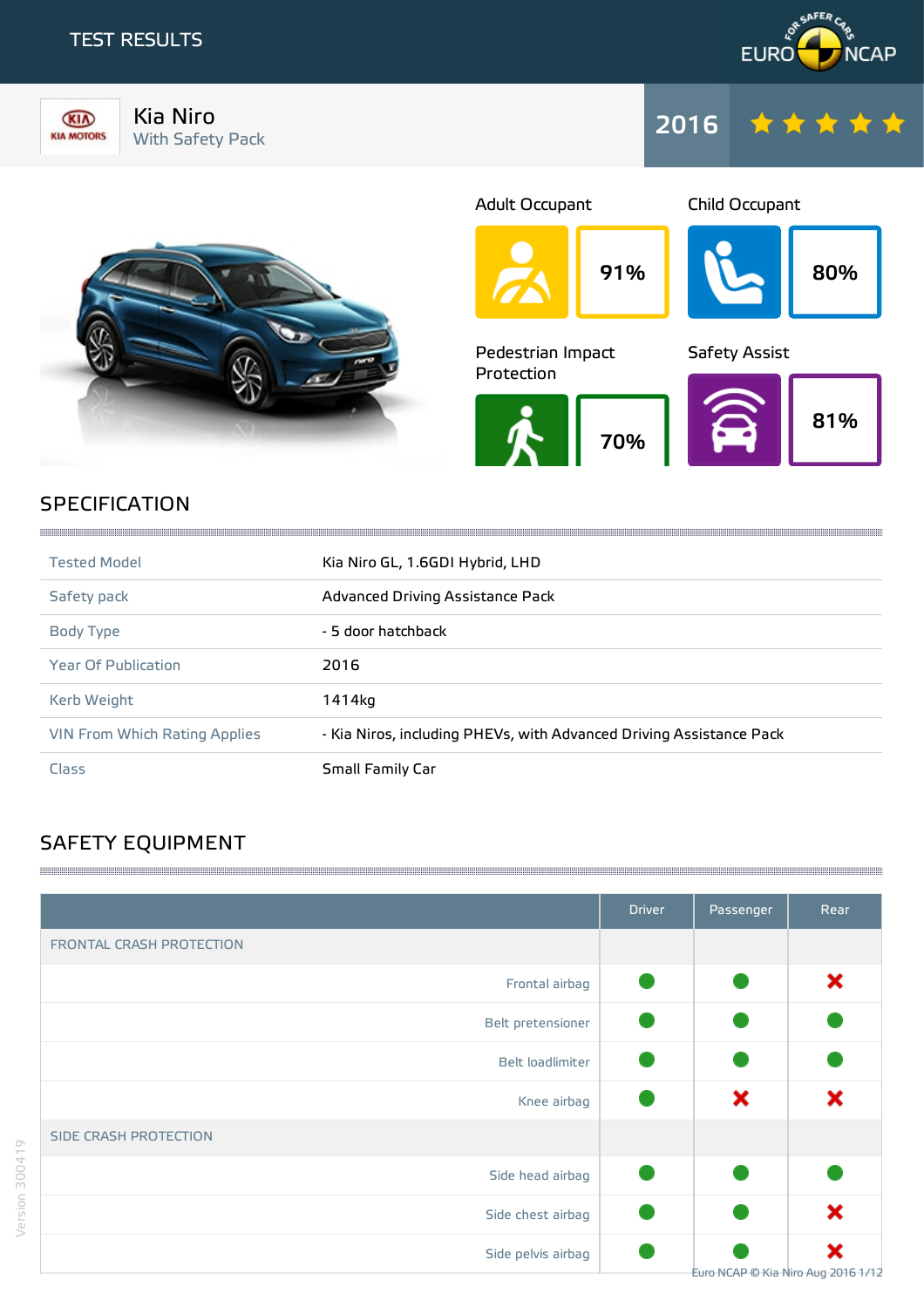TEST RESULTS

# Kia Niro

With Safety Pack

2016 ★★★★★

| Adult Occupant | Child Occupant | Pedestrian Impact Protection | Safety Assist |
|---|---|---|---|
| 91% | 80% | 70% | 81% |

## SPECIFICATION

| | |
|---|---|
| Tested Model | Kia Niro GL, 1.6GDI Hybrid, LHD |
| Safety pack | Advanced Driving Assistance Pack |
| Body Type | - 5 door hatchback |
| Year Of Publication | 2016 |
| Kerb Weight | 1414kg |
| VIN From Which Rating Applies | - Kia Niros, including PHEVs, with Advanced Driving Assistance Pack |
| Class | Small Family Car |

## SAFETY EQUIPMENT

| | Driver | Passenger | Rear |
|---|---|---|---|
| FRONTAL CRASH PROTECTION | | | |
| Frontal airbag | ● | ● | ✖ |
| Belt pretensioner | ● | ● | ● |
| Belt loadlimiter | ● | ● | ● |
| Knee airbag | ● | ✖ | ✖ |
| SIDE CRASH PROTECTION | | | |
| Side head airbag | ● | ● | ● |
| Side chest airbag | ● | ● | ✖ |
| Side pelvis airbag | ● | ● | ✖ |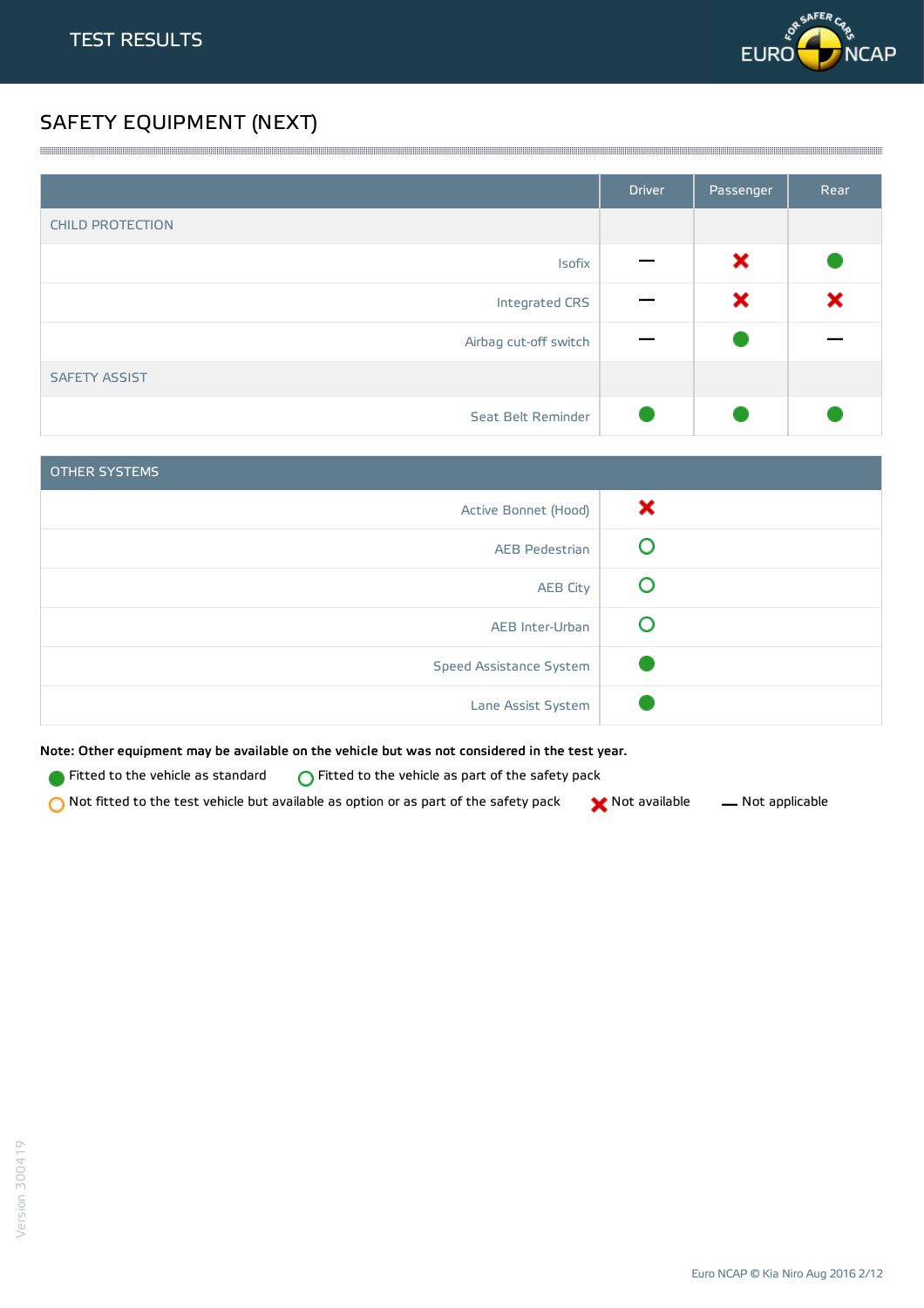# SAFETY EQUIPMENT (NEXT)

| | Driver | Passenger | Rear |
|---|---|---|---|
| CHILD PROTECTION | | | |
| Isofix | — | ✖ | ● |
| Integrated CRS | — | ✖ | ✖ |
| Airbag cut-off switch | — | ● | — |
| SAFETY ASSIST | | | |
| Seat Belt Reminder | ● | ● | ● |

| OTHER SYSTEMS | |
|---|---|
| Active Bonnet (Hood) | ✖ |
| AEB Pedestrian | ○ |
| AEB City | ○ |
| AEB Inter-Urban | ○ |
| Speed Assistance System | ● |
| Lane Assist System | ● |

**Note: Other equipment may be available on the vehicle but was not considered in the test year.**

● Fitted to the vehicle as standard ○ Fitted to the vehicle as part of the safety pack

○ Not fitted to the test vehicle but available as option or as part of the safety pack ✖ Not available — Not applicable

Version 300419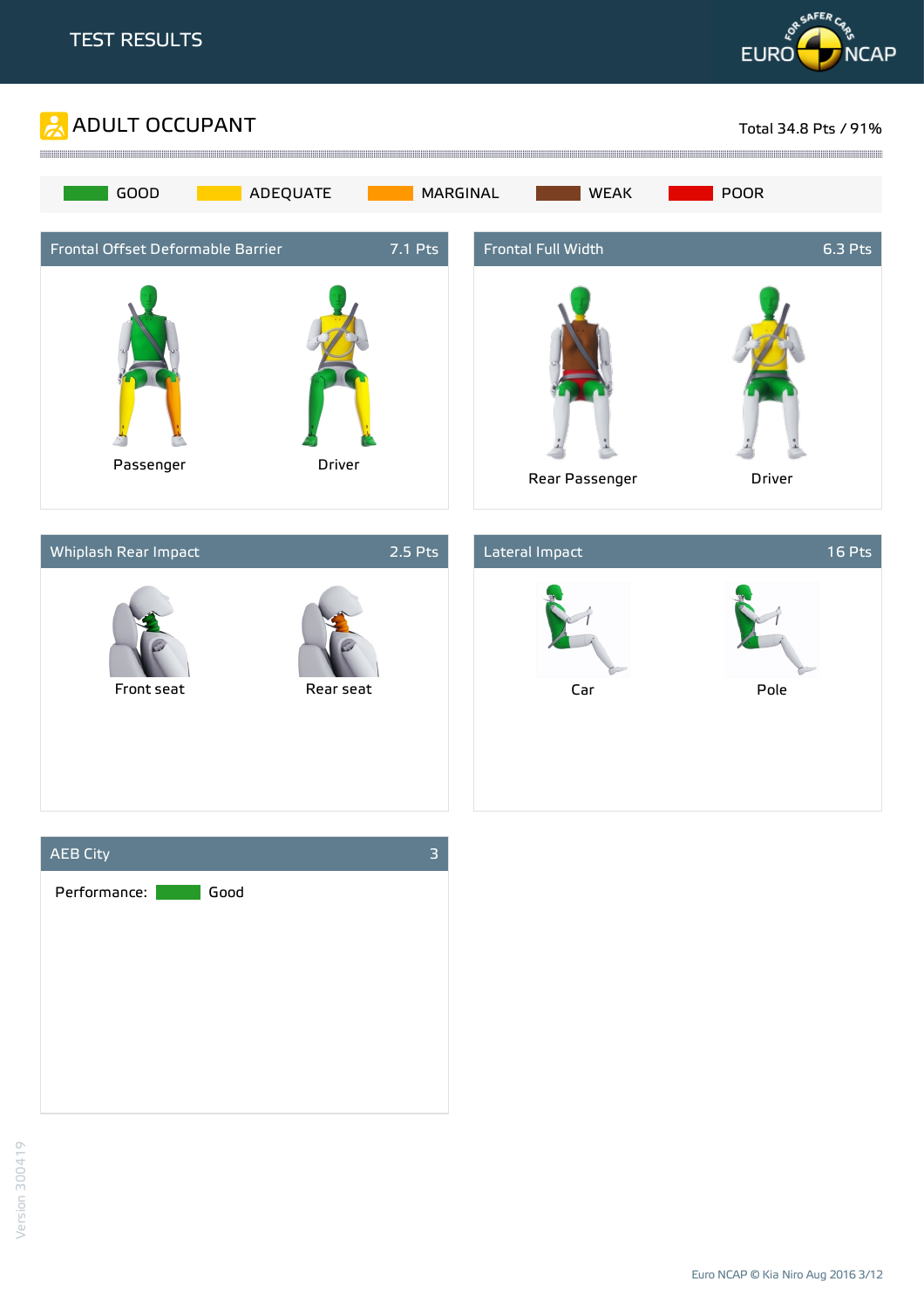TEST RESULTS

# ADULT OCCUPANT

Total 34.8 Pts / 91%

GOOD | ADEQUATE | MARGINAL | WEAK | POOR

## Frontal Offset Deformable Barrier — 7.1 Pts

Passenger

Driver

## Frontal Full Width — 6.3 Pts

Rear Passenger

Driver

## Whiplash Rear Impact — 2.5 Pts

Front seat

Rear seat

## Lateral Impact — 16 Pts

Car

Pole

## AEB City — 3

Performance: Good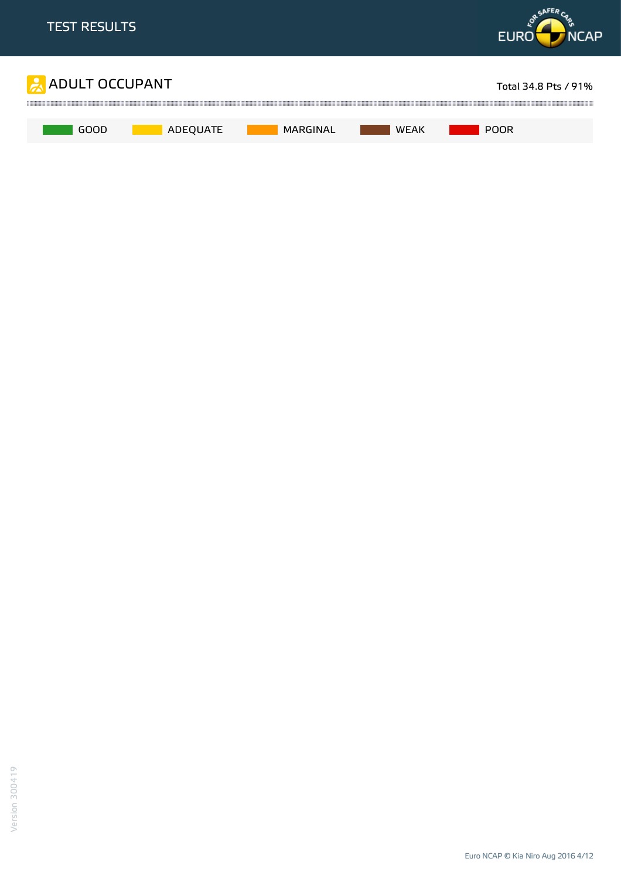# ADULT OCCUPANT

Total 34.8 Pts / 91%

GOOD | ADEQUATE | MARGINAL | WEAK | POOR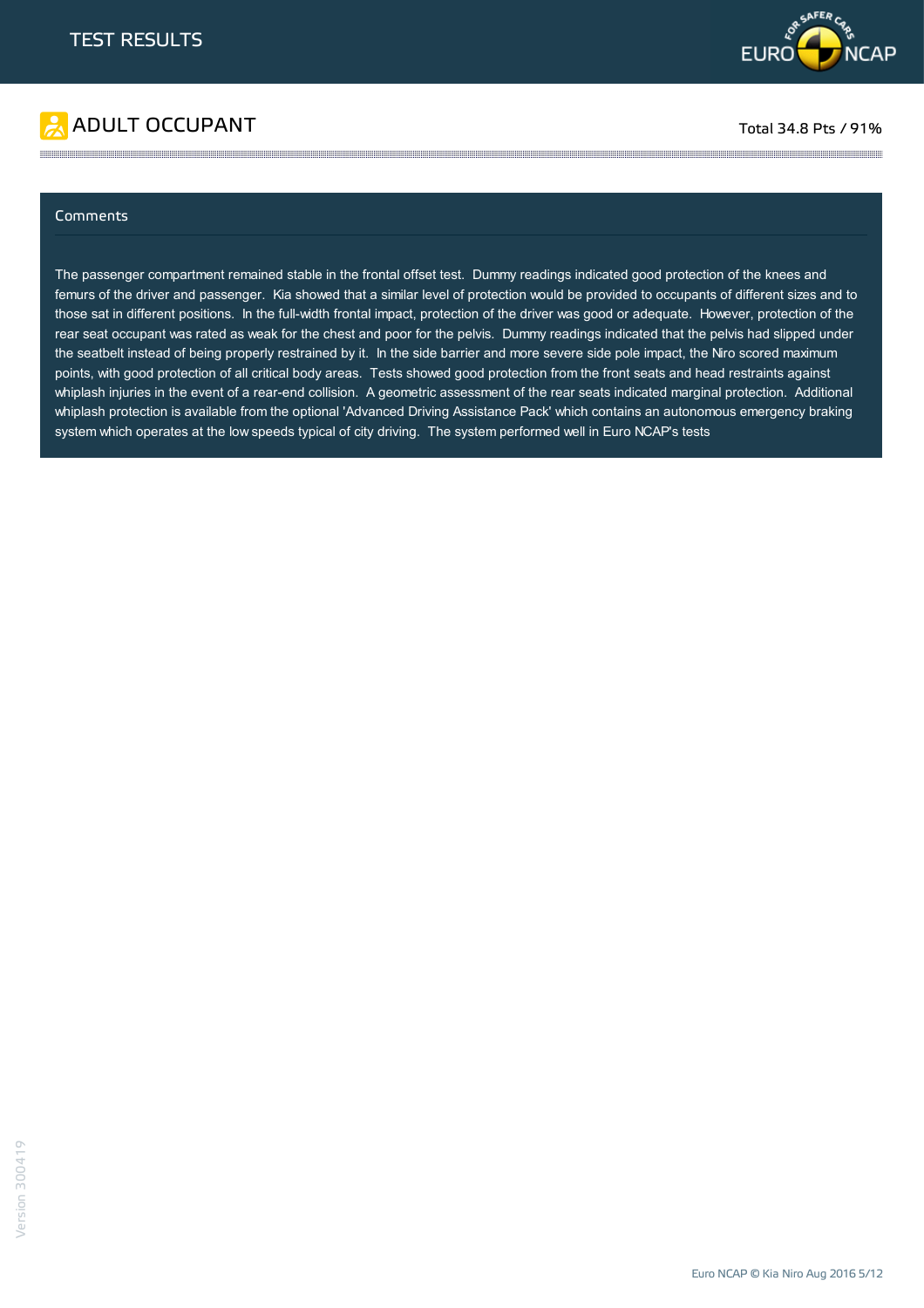# TEST RESULTS

## ADULT OCCUPANT

Total 34.8 Pts / 91%

### Comments

The passenger compartment remained stable in the frontal offset test. Dummy readings indicated good protection of the knees and femurs of the driver and passenger. Kia showed that a similar level of protection would be provided to occupants of different sizes and to those sat in different positions. In the full-width frontal impact, protection of the driver was good or adequate. However, protection of the rear seat occupant was rated as weak for the chest and poor for the pelvis. Dummy readings indicated that the pelvis had slipped under the seatbelt instead of being properly restrained by it. In the side barrier and more severe side pole impact, the Niro scored maximum points, with good protection of all critical body areas. Tests showed good protection from the front seats and head restraints against whiplash injuries in the event of a rear-end collision. A geometric assessment of the rear seats indicated marginal protection. Additional whiplash protection is available from the optional 'Advanced Driving Assistance Pack' which contains an autonomous emergency braking system which operates at the low speeds typical of city driving. The system performed well in Euro NCAP's tests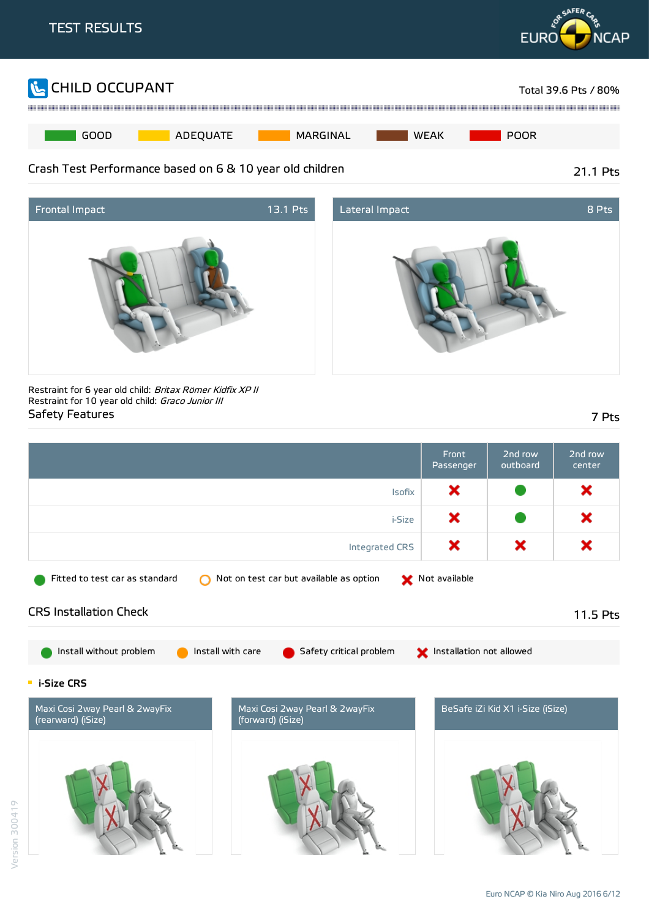# TEST RESULTS

## CHILD OCCUPANT

Total 39.6 Pts / 80%

GOOD | ADEQUATE | MARGINAL | WEAK | POOR

### Crash Test Performance based on 6 & 10 year old children

21.1 Pts

**Frontal Impact** 13.1 Pts

**Lateral Impact** 8 Pts

Restraint for 6 year old child: *Britax Römer Kidfix XP II*
Restraint for 10 year old child: *Graco Junior III*

### Safety Features

7 Pts

| | Front Passenger | 2nd row outboard | 2nd row center |
|---|---|---|---|
| Isofix | Not available | Fitted to test car as standard | Not available |
| i-Size | Not available | Fitted to test car as standard | Not available |
| Integrated CRS | Not available | Not available | Not available |

Fitted to test car as standard | Not on test car but available as option | Not available

### CRS Installation Check

11.5 Pts

Install without problem | Install with care | Safety critical problem | Installation not allowed

#### i-Size CRS

Maxi Cosi 2way Pearl & 2wayFix (rearward) (iSize)

Maxi Cosi 2way Pearl & 2wayFix (forward) (iSize)

BeSafe iZi Kid X1 i-Size (iSize)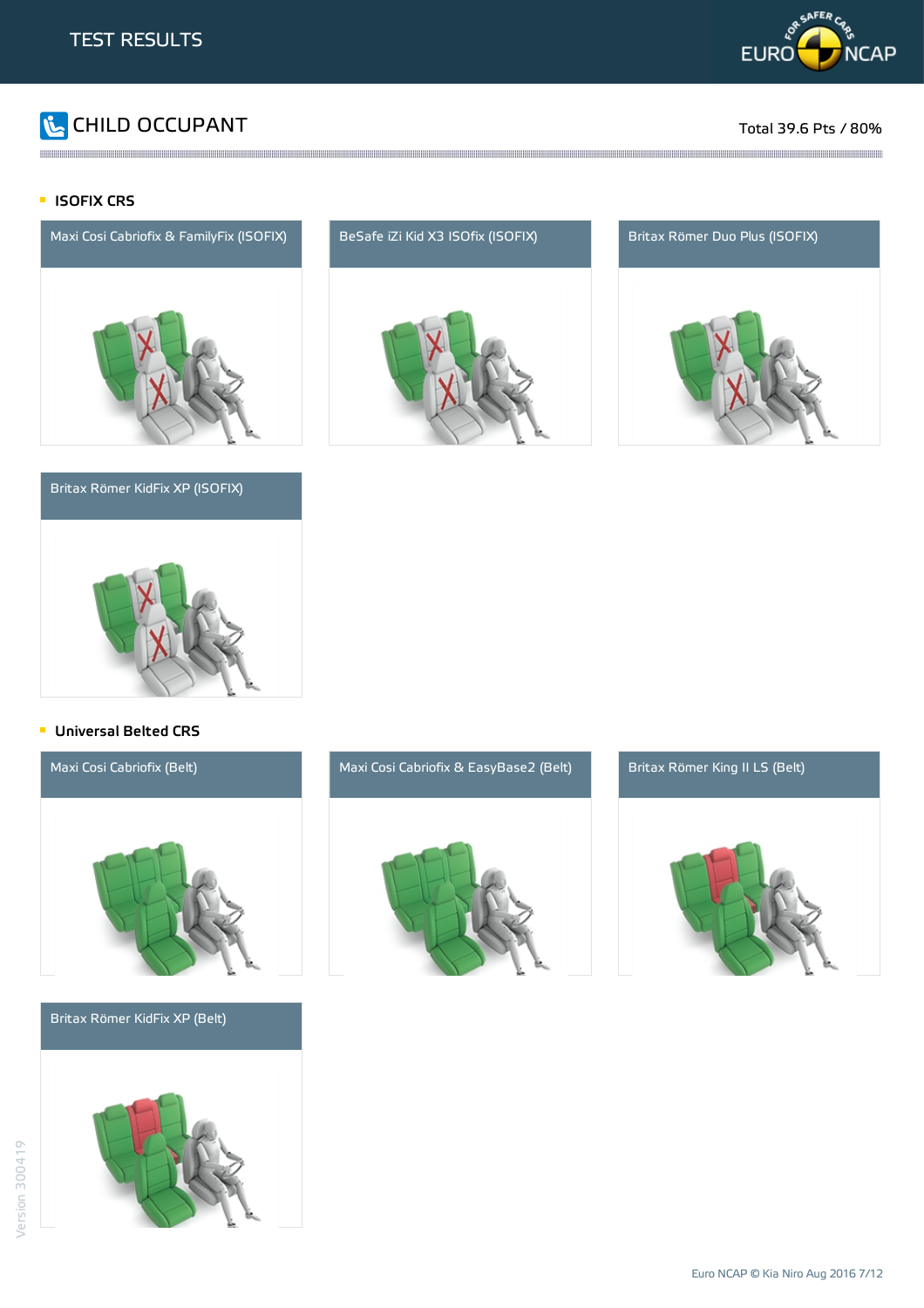## CHILD OCCUPANT

Total 39.6 Pts / 80%

### ISOFIX CRS

Maxi Cosi Cabriofix & FamilyFix (ISOFIX)

BeSafe iZi Kid X3 ISOfix (ISOFIX)

Britax Römer Duo Plus (ISOFIX)

Britax Römer KidFix XP (ISOFIX)

### Universal Belted CRS

Maxi Cosi Cabriofix (Belt)

Maxi Cosi Cabriofix & EasyBase2 (Belt)

Britax Römer King II LS (Belt)

Britax Römer KidFix XP (Belt)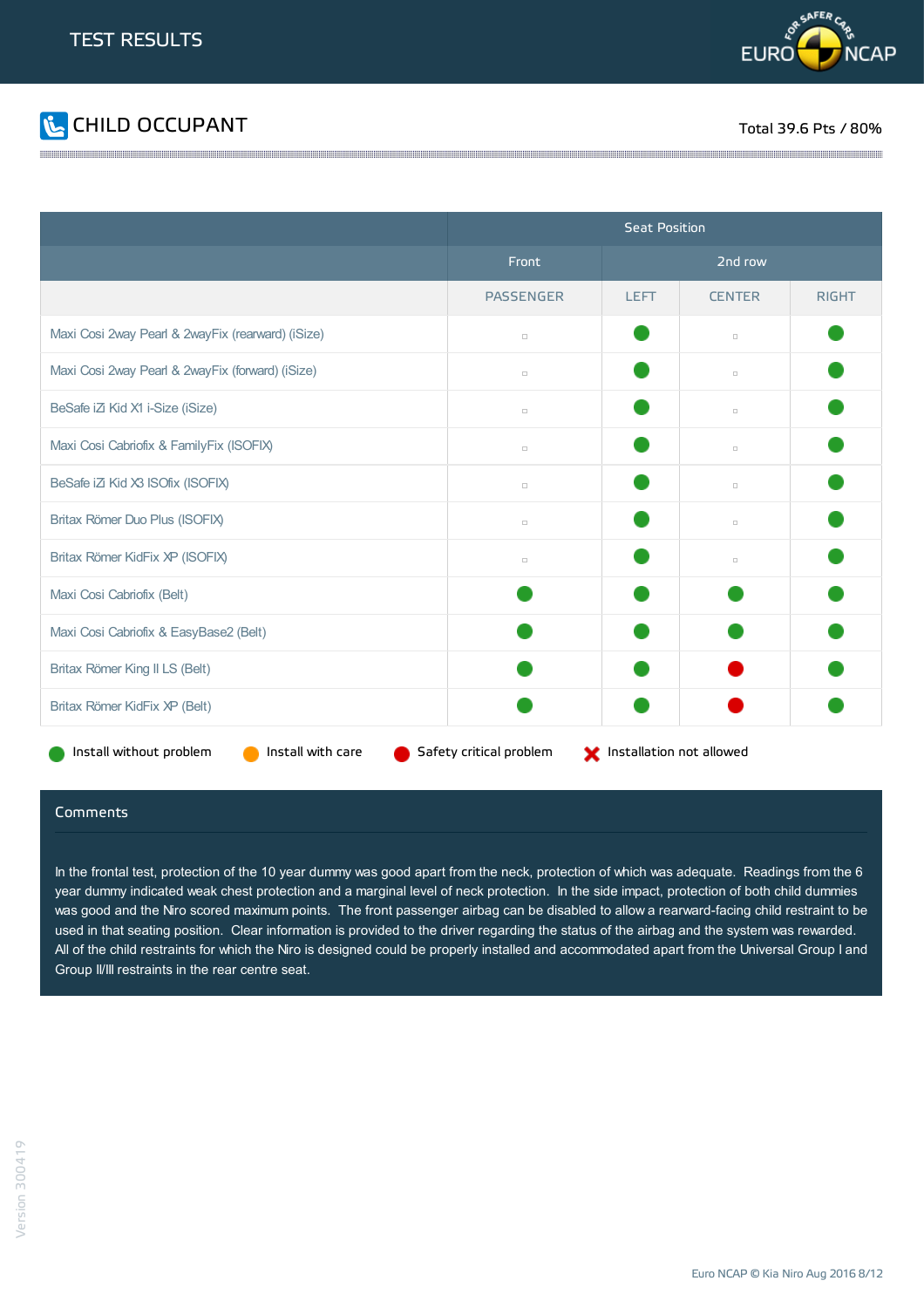# TEST RESULTS

## CHILD OCCUPANT

Total 39.6 Pts / 80%

| | Seat Position | | | |
|---|---|---|---|---|
| | Front | 2nd row | | |
| | PASSENGER | LEFT | CENTER | RIGHT |
| Maxi Cosi 2way Pearl & 2wayFix (rearward) (iSize) | ▫ | Install without problem | ▫ | Install without problem |
| Maxi Cosi 2way Pearl & 2wayFix (forward) (iSize) | ▫ | Install without problem | ▫ | Install without problem |
| BeSafe iZi Kid X1 i-Size (iSize) | ▫ | Install without problem | ▫ | Install without problem |
| Maxi Cosi Cabriofix & FamilyFix (ISOFIX) | ▫ | Install without problem | ▫ | Install without problem |
| BeSafe iZi Kid X3 ISOfix (ISOFIX) | ▫ | Install without problem | ▫ | Install without problem |
| Britax Römer Duo Plus (ISOFIX) | ▫ | Install without problem | ▫ | Install without problem |
| Britax Römer KidFix XP (ISOFIX) | ▫ | Install without problem | ▫ | Install without problem |
| Maxi Cosi Cabriofix (Belt) | Install without problem | Install without problem | Install without problem | Install without problem |
| Maxi Cosi Cabriofix & EasyBase2 (Belt) | Install without problem | Install without problem | Install without problem | Install without problem |
| Britax Römer King II LS (Belt) | Install without problem | Install without problem | Safety critical problem | Install without problem |
| Britax Römer KidFix XP (Belt) | Install without problem | Install without problem | Safety critical problem | Install without problem |

Install without problem | Install with care | Safety critical problem | Installation not allowed

### Comments

In the frontal test, protection of the 10 year dummy was good apart from the neck, protection of which was adequate. Readings from the 6 year dummy indicated weak chest protection and a marginal level of neck protection. In the side impact, protection of both child dummies was good and the Niro scored maximum points. The front passenger airbag can be disabled to allow a rearward-facing child restraint to be used in that seating position. Clear information is provided to the driver regarding the status of the airbag and the system was rewarded. All of the child restraints for which the Niro is designed could be properly installed and accommodated apart from the Universal Group I and Group II/III restraints in the rear centre seat.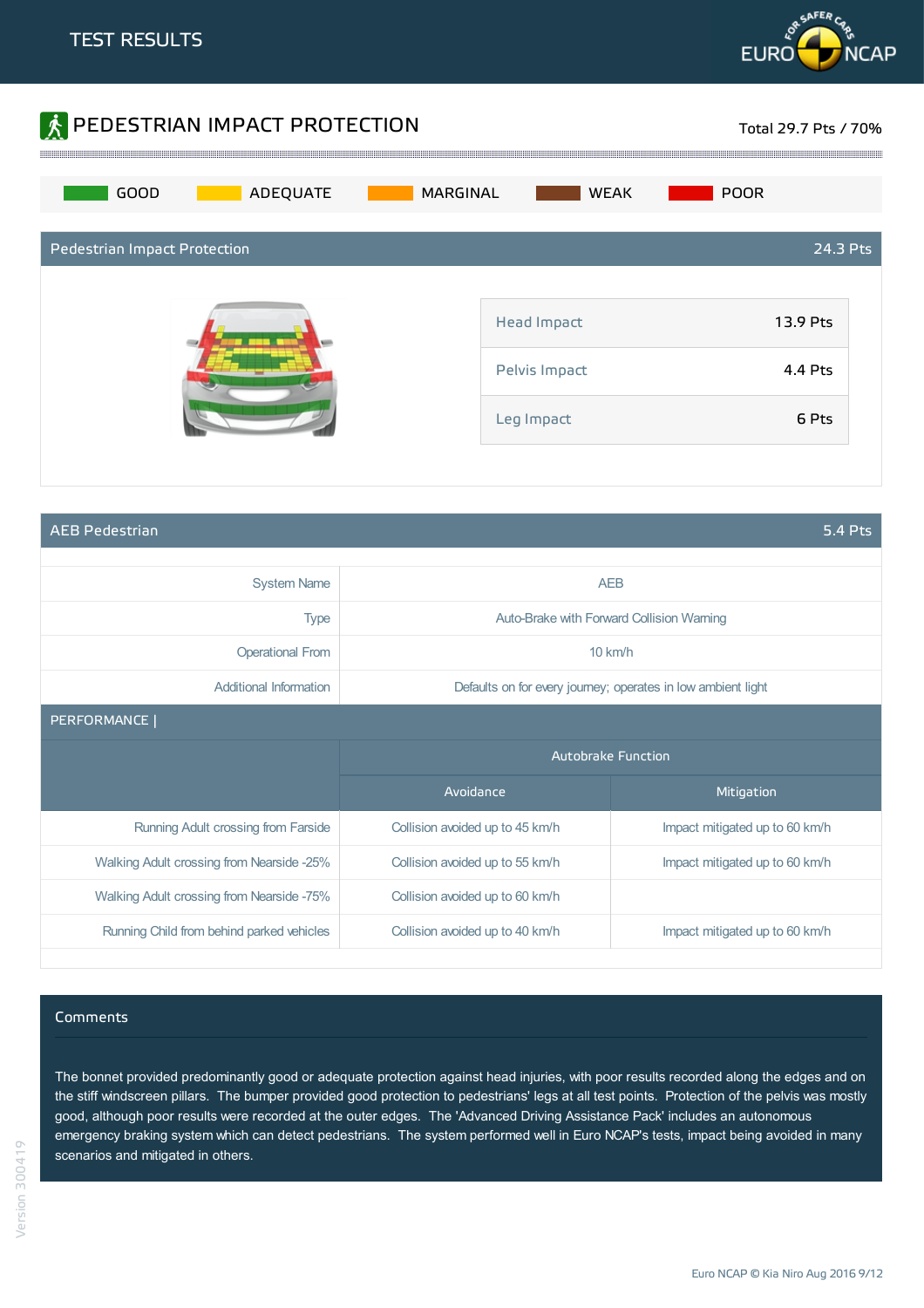# TEST RESULTS

## PEDESTRIAN IMPACT PROTECTION

Total 29.7 Pts / 70%

GOOD | ADEQUATE | MARGINAL | WEAK | POOR

### Pedestrian Impact Protection — 24.3 Pts

| | |
|---|---|
| Head Impact | 13.9 Pts |
| Pelvis Impact | 4.4 Pts |
| Leg Impact | 6 Pts |

### AEB Pedestrian — 5.4 Pts

| | |
|---|---|
| System Name | AEB |
| Type | Auto-Brake with Forward Collision Warning |
| Operational From | 10 km/h |
| Additional Information | Defaults on for every journey; operates in low ambient light |

**PERFORMANCE |**

| | Autobrake Function | |
|---|---|---|
| | Avoidance | Mitigation |
| Running Adult crossing from Farside | Collision avoided up to 45 km/h | Impact mitigated up to 60 km/h |
| Walking Adult crossing from Nearside -25% | Collision avoided up to 55 km/h | Impact mitigated up to 60 km/h |
| Walking Adult crossing from Nearside -75% | Collision avoided up to 60 km/h | |
| Running Child from behind parked vehicles | Collision avoided up to 40 km/h | Impact mitigated up to 60 km/h |

### Comments

The bonnet provided predominantly good or adequate protection against head injuries, with poor results recorded along the edges and on the stiff windscreen pillars. The bumper provided good protection to pedestrians' legs at all test points. Protection of the pelvis was mostly good, although poor results were recorded at the outer edges. The 'Advanced Driving Assistance Pack' includes an autonomous emergency braking system which can detect pedestrians. The system performed well in Euro NCAP's tests, impact being avoided in many scenarios and mitigated in others.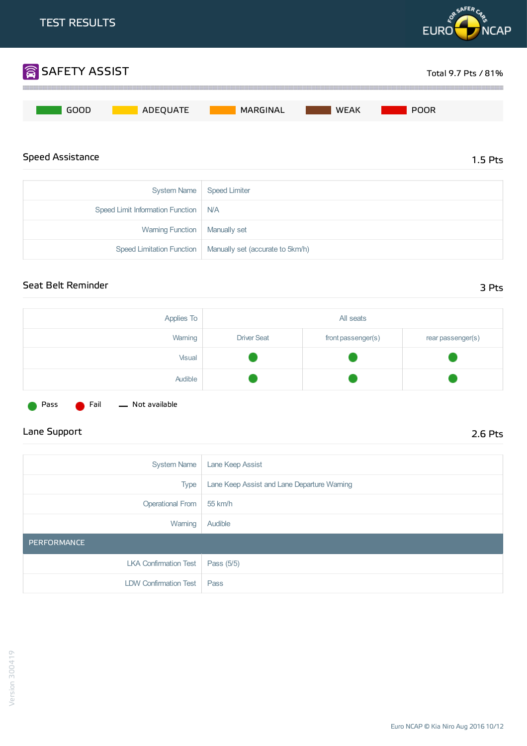# TEST RESULTS

## SAFETY ASSIST

Total 9.7 Pts / 81%

GOOD | ADEQUATE | MARGINAL | WEAK | POOR

### Speed Assistance

1.5 Pts

| | |
|---|---|
| System Name | Speed Limiter |
| Speed Limit Information Function | N/A |
| Warning Function | Manually set |
| Speed Limitation Function | Manually set (accurate to 5km/h) |

### Seat Belt Reminder

3 Pts

| Applies To | All seats | | |
|---|---|---|---|
| Warning | Driver Seat | front passenger(s) | rear passenger(s) |
| Visual | Pass | Pass | Pass |
| Audible | Pass | Pass | Pass |

Pass &nbsp; Fail &nbsp; — Not available

### Lane Support

2.6 Pts

| | |
|---|---|
| System Name | Lane Keep Assist |
| Type | Lane Keep Assist and Lane Departure Warning |
| Operational From | 55 km/h |
| Warning | Audible |
| **PERFORMANCE** | |
| LKA Confirmation Test | Pass (5/5) |
| LDW Confirmation Test | Pass |

Version 300419

Euro NCAP © Kia Niro Aug 2016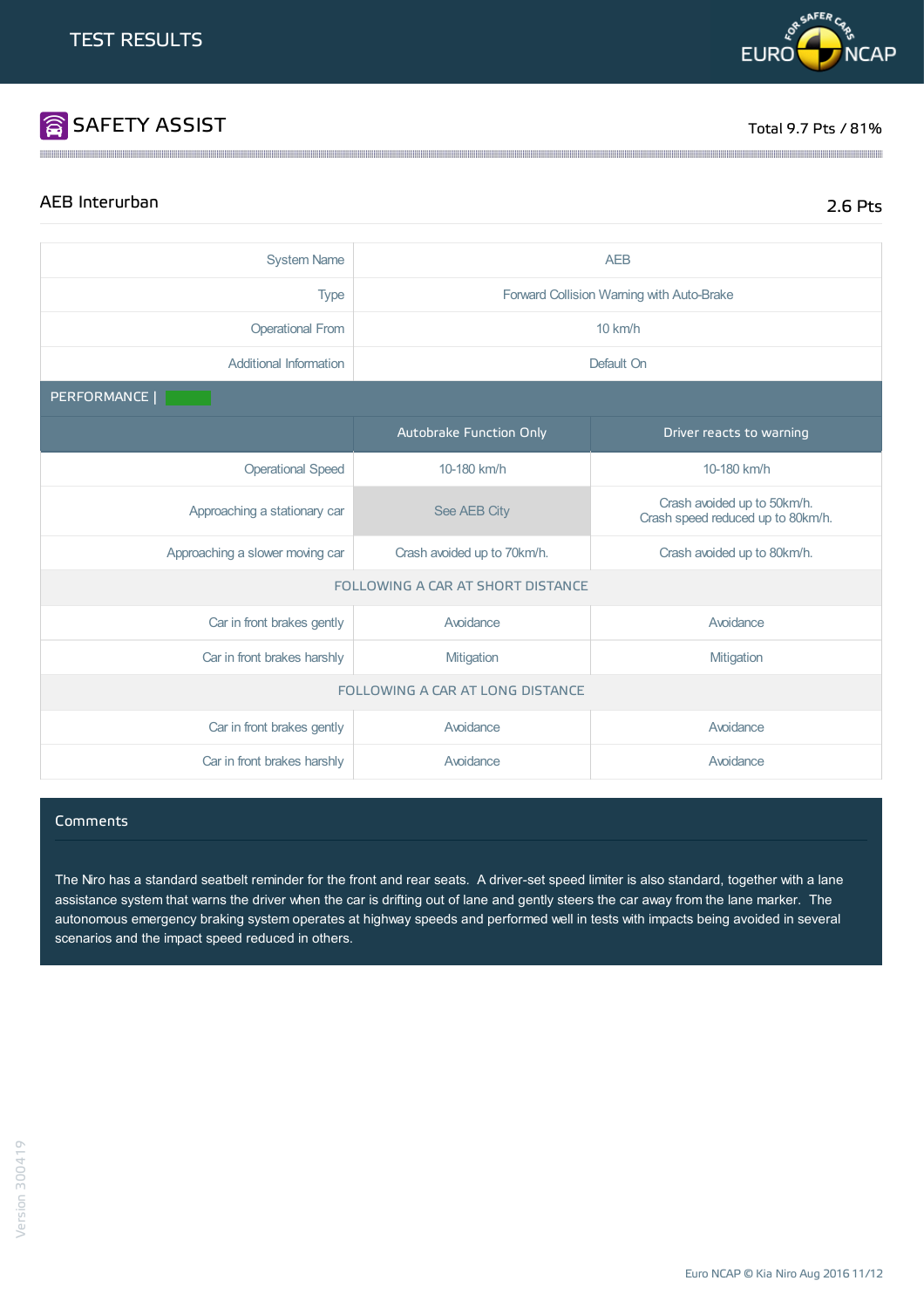TEST RESULTS

# SAFETY ASSIST

Total 9.7 Pts / 81%

## AEB Interurban

2.6 Pts

| | |
|---|---|
| System Name | AEB |
| Type | Forward Collision Warning with Auto-Brake |
| Operational From | 10 km/h |
| Additional Information | Default On |

PERFORMANCE |

| | Autobrake Function Only | Driver reacts to warning |
|---|---|---|
| Operational Speed | 10-180 km/h | 10-180 km/h |
| Approaching a stationary car | See AEB City | Crash avoided up to 50km/h. Crash speed reduced up to 80km/h. |
| Approaching a slower moving car | Crash avoided up to 70km/h. | Crash avoided up to 80km/h. |
| **FOLLOWING A CAR AT SHORT DISTANCE** | | |
| Car in front brakes gently | Avoidance | Avoidance |
| Car in front brakes harshly | Mitigation | Mitigation |
| **FOLLOWING A CAR AT LONG DISTANCE** | | |
| Car in front brakes gently | Avoidance | Avoidance |
| Car in front brakes harshly | Avoidance | Avoidance |

### Comments

The Niro has a standard seatbelt reminder for the front and rear seats. A driver-set speed limiter is also standard, together with a lane assistance system that warns the driver when the car is drifting out of lane and gently steers the car away from the lane marker. The autonomous emergency braking system operates at highway speeds and performed well in tests with impacts being avoided in several scenarios and the impact speed reduced in others.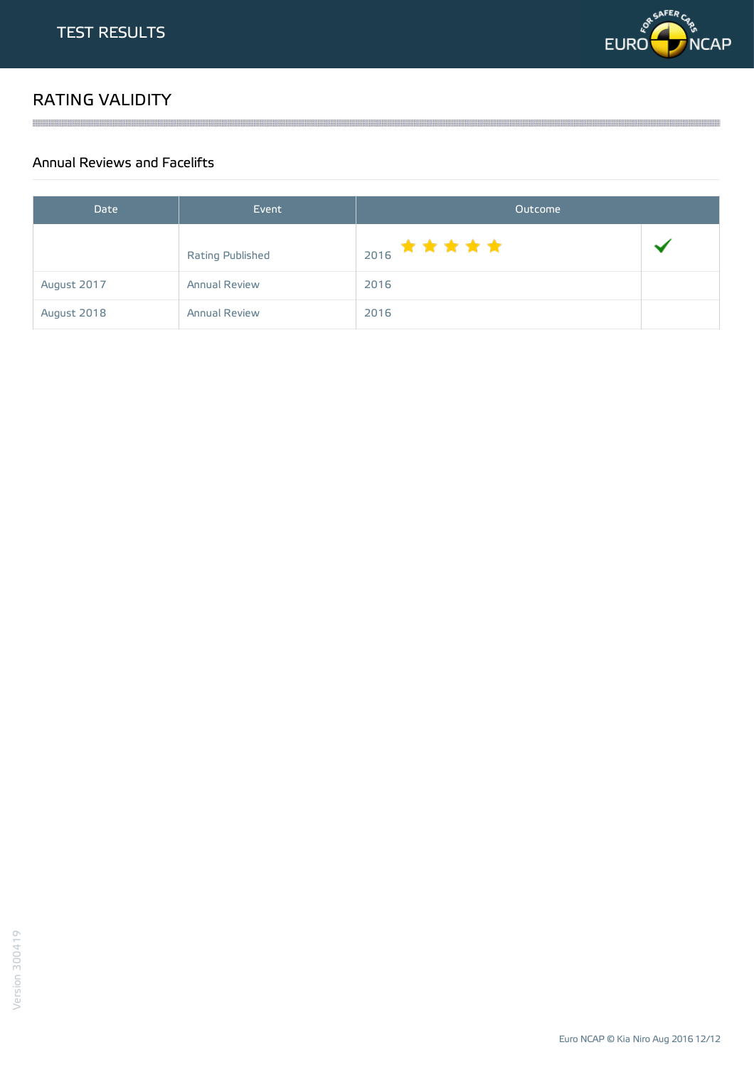# TEST RESULTS

## RATING VALIDITY

### Annual Reviews and Facelifts

| Date | Event | Outcome | |
|---|---|---|---|
| | Rating Published | 2016 ★★★★★ | ✔ |
| August 2017 | Annual Review | 2016 | |
| August 2018 | Annual Review | 2016 | |

Version 300419